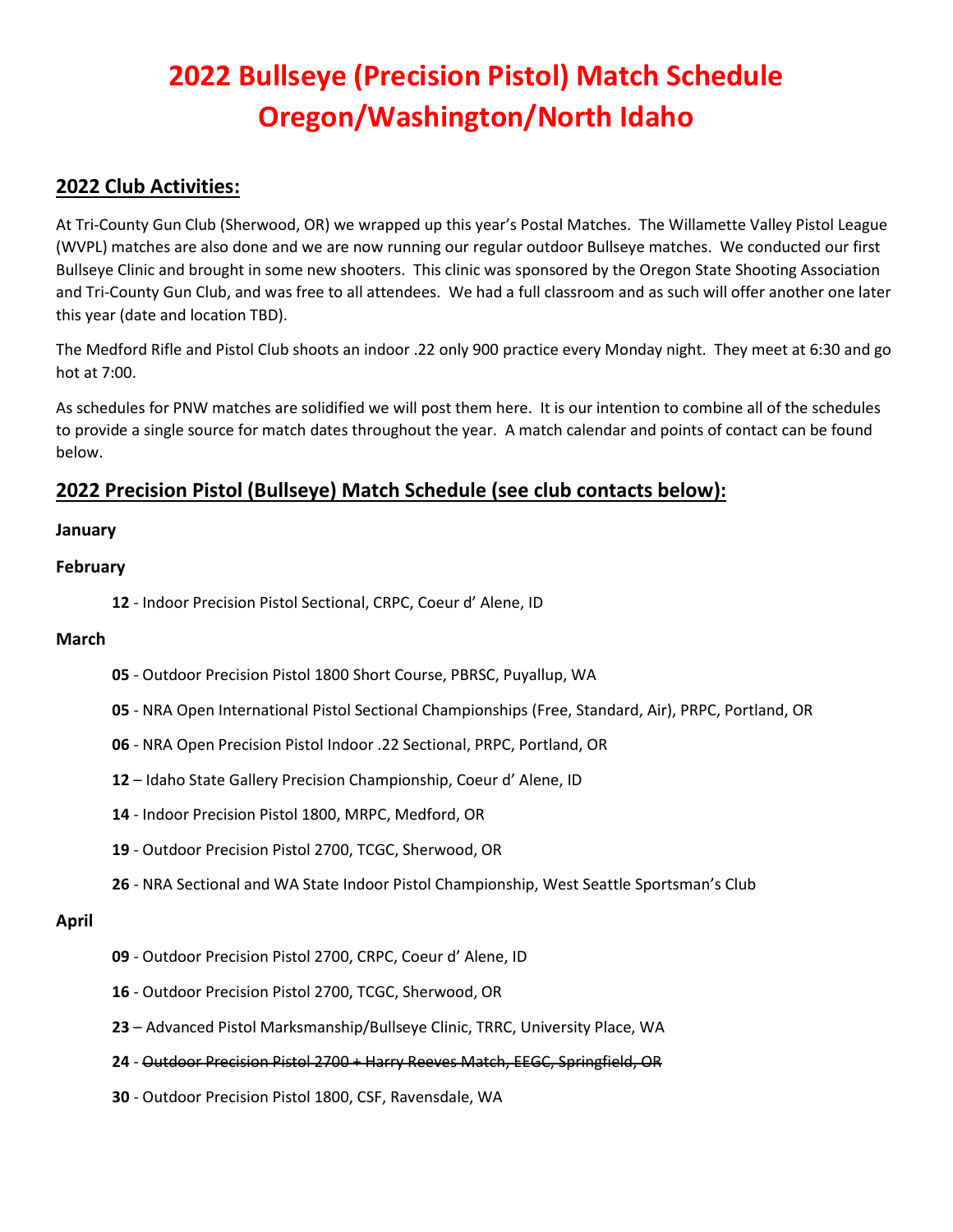# 2022 Bullseye (Precision Pistol) Match Schedule
# Oregon/Washington/North Idaho

## 2022 Club Activities:

At Tri-County Gun Club (Sherwood, OR) we wrapped up this year's Postal Matches. The Willamette Valley Pistol League (WVPL) matches are also done and we are now running our regular outdoor Bullseye matches. We conducted our first Bullseye Clinic and brought in some new shooters. This clinic was sponsored by the Oregon State Shooting Association and Tri-County Gun Club, and was free to all attendees. We had a full classroom and as such will offer another one later this year (date and location TBD).

The Medford Rifle and Pistol Club shoots an indoor .22 only 900 practice every Monday night. They meet at 6:30 and go hot at 7:00.

As schedules for PNW matches are solidified we will post them here. It is our intention to combine all of the schedules to provide a single source for match dates throughout the year. A match calendar and points of contact can be found below.

## 2022 Precision Pistol (Bullseye) Match Schedule (see club contacts below):

**January**

**February**

- **12** - Indoor Precision Pistol Sectional, CRPC, Coeur d' Alene, ID

**March**

- **05** - Outdoor Precision Pistol 1800 Short Course, PBRSC, Puyallup, WA
- **05** - NRA Open International Pistol Sectional Championships (Free, Standard, Air), PRPC, Portland, OR
- **06** - NRA Open Precision Pistol Indoor .22 Sectional, PRPC, Portland, OR
- **12** – Idaho State Gallery Precision Championship, Coeur d' Alene, ID
- **14** - Indoor Precision Pistol 1800, MRPC, Medford, OR
- **19** - Outdoor Precision Pistol 2700, TCGC, Sherwood, OR
- **26** - NRA Sectional and WA State Indoor Pistol Championship, West Seattle Sportsman's Club

**April**

- **09** - Outdoor Precision Pistol 2700, CRPC, Coeur d' Alene, ID
- **16** - Outdoor Precision Pistol 2700, TCGC, Sherwood, OR
- **23** – Advanced Pistol Marksmanship/Bullseye Clinic, TRRC, University Place, WA
- **24** - ~~Outdoor Precision Pistol 2700 + Harry Reeves Match, EEGC, Springfield, OR~~
- **30** - Outdoor Precision Pistol 1800, CSF, Ravensdale, WA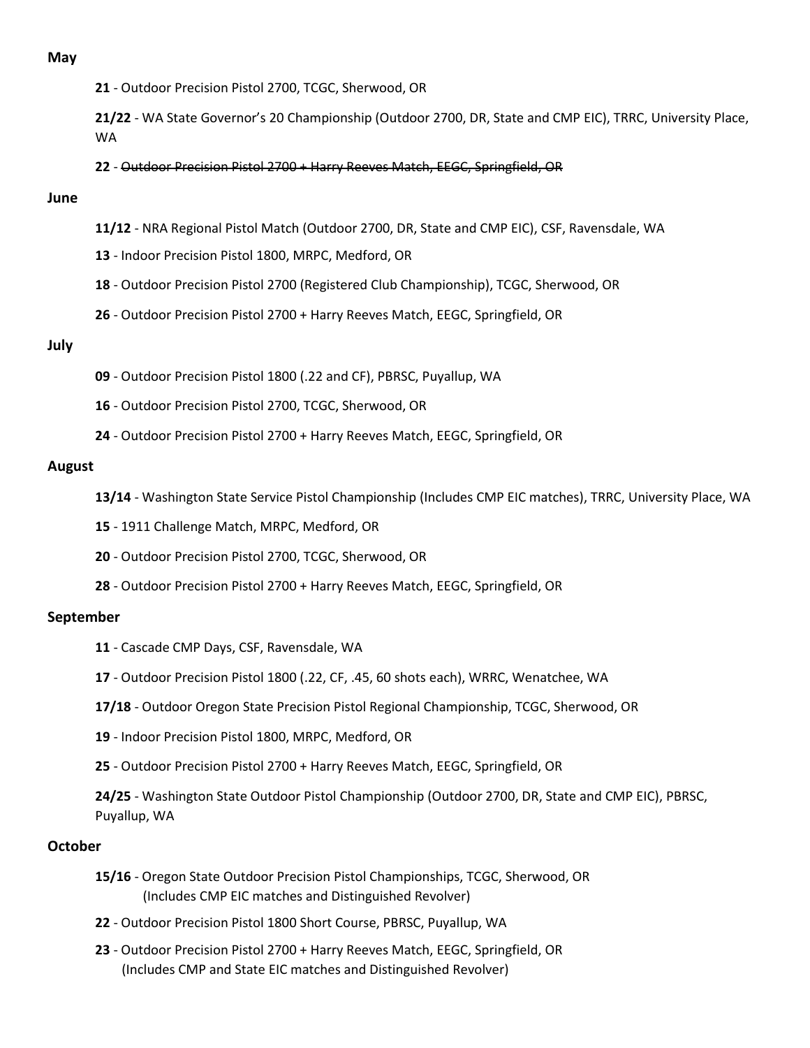**May**

**21** - Outdoor Precision Pistol 2700, TCGC, Sherwood, OR

**21/22** - WA State Governor's 20 Championship (Outdoor 2700, DR, State and CMP EIC), TRRC, University Place, WA

**22** - ~~Outdoor Precision Pistol 2700 + Harry Reeves Match, EEGC, Springfield, OR~~

**June**

**11/12** - NRA Regional Pistol Match (Outdoor 2700, DR, State and CMP EIC), CSF, Ravensdale, WA

**13** - Indoor Precision Pistol 1800, MRPC, Medford, OR

**18** - Outdoor Precision Pistol 2700 (Registered Club Championship), TCGC, Sherwood, OR

**26** - Outdoor Precision Pistol 2700 + Harry Reeves Match, EEGC, Springfield, OR

**July**

**09** - Outdoor Precision Pistol 1800 (.22 and CF), PBRSC, Puyallup, WA

**16** - Outdoor Precision Pistol 2700, TCGC, Sherwood, OR

**24** - Outdoor Precision Pistol 2700 + Harry Reeves Match, EEGC, Springfield, OR

**August**

**13/14** - Washington State Service Pistol Championship (Includes CMP EIC matches), TRRC, University Place, WA

**15** - 1911 Challenge Match, MRPC, Medford, OR

**20** - Outdoor Precision Pistol 2700, TCGC, Sherwood, OR

**28** - Outdoor Precision Pistol 2700 + Harry Reeves Match, EEGC, Springfield, OR

**September**

**11** - Cascade CMP Days, CSF, Ravensdale, WA

**17** - Outdoor Precision Pistol 1800 (.22, CF, .45, 60 shots each), WRRC, Wenatchee, WA

**17/18** - Outdoor Oregon State Precision Pistol Regional Championship, TCGC, Sherwood, OR

**19** - Indoor Precision Pistol 1800, MRPC, Medford, OR

**25** - Outdoor Precision Pistol 2700 + Harry Reeves Match, EEGC, Springfield, OR

**24/25** - Washington State Outdoor Pistol Championship (Outdoor 2700, DR, State and CMP EIC), PBRSC, Puyallup, WA

**October**

**15/16** - Oregon State Outdoor Precision Pistol Championships, TCGC, Sherwood, OR
(Includes CMP EIC matches and Distinguished Revolver)

**22** - Outdoor Precision Pistol 1800 Short Course, PBRSC, Puyallup, WA

**23** - Outdoor Precision Pistol 2700 + Harry Reeves Match, EEGC, Springfield, OR
(Includes CMP and State EIC matches and Distinguished Revolver)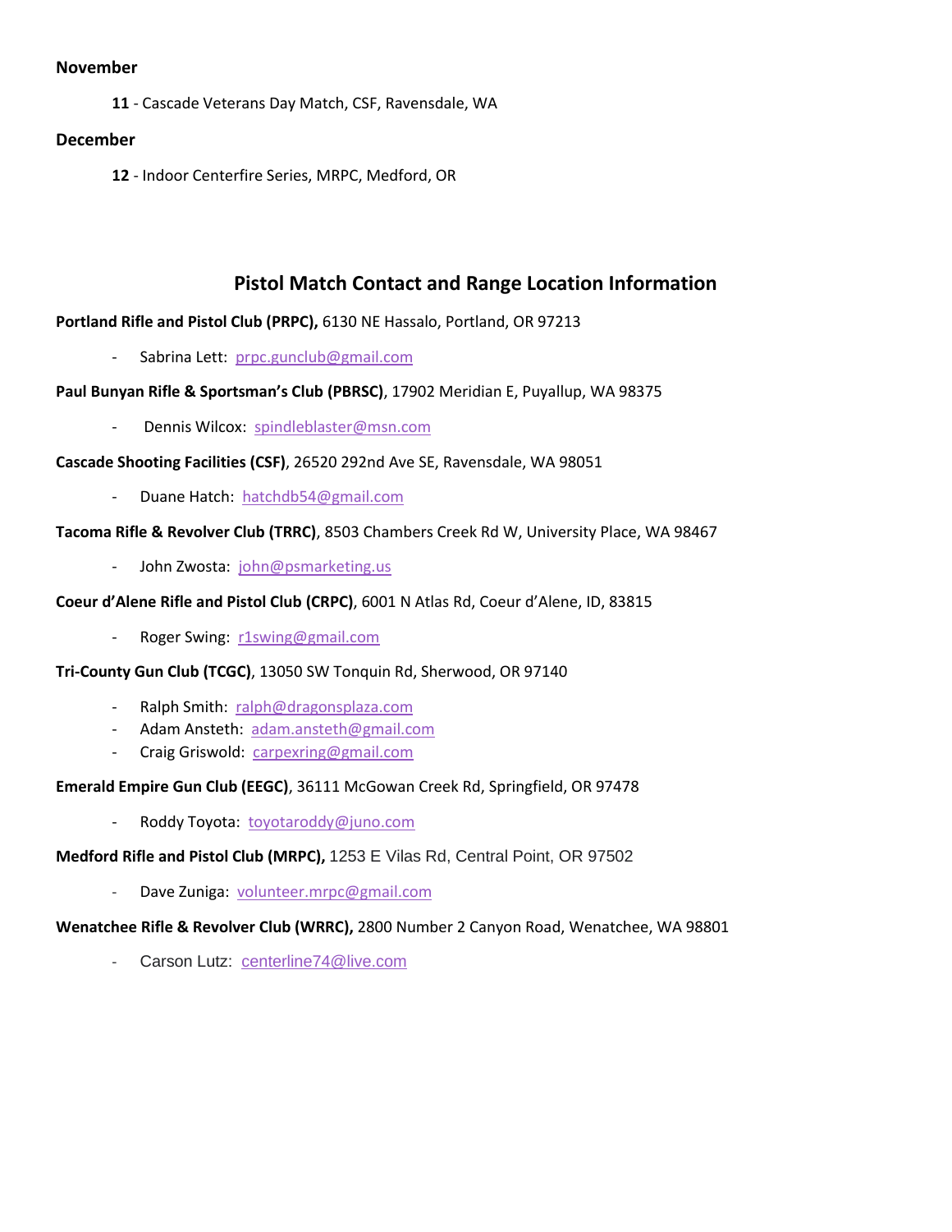**November**

**11** - Cascade Veterans Day Match, CSF, Ravensdale, WA

**December**

**12** - Indoor Centerfire Series, MRPC, Medford, OR

## Pistol Match Contact and Range Location Information

**Portland Rifle and Pistol Club (PRPC),** 6130 NE Hassalo, Portland, OR 97213

- Sabrina Lett: prpc.gunclub@gmail.com

**Paul Bunyan Rifle & Sportsman's Club (PBRSC)**, 17902 Meridian E, Puyallup, WA 98375

- Dennis Wilcox: spindleblaster@msn.com

**Cascade Shooting Facilities (CSF)**, 26520 292nd Ave SE, Ravensdale, WA 98051

- Duane Hatch: hatchdb54@gmail.com

**Tacoma Rifle & Revolver Club (TRRC)**, 8503 Chambers Creek Rd W, University Place, WA 98467

- John Zwosta: john@psmarketing.us

**Coeur d'Alene Rifle and Pistol Club (CRPC)**, 6001 N Atlas Rd, Coeur d'Alene, ID, 83815

- Roger Swing: r1swing@gmail.com

**Tri-County Gun Club (TCGC)**, 13050 SW Tonquin Rd, Sherwood, OR 97140

- Ralph Smith: ralph@dragonsplaza.com
- Adam Ansteth: adam.ansteth@gmail.com
- Craig Griswold: carpexring@gmail.com

**Emerald Empire Gun Club (EEGC)**, 36111 McGowan Creek Rd, Springfield, OR 97478

- Roddy Toyota: toyotaroddy@juno.com

**Medford Rifle and Pistol Club (MRPC),** 1253 E Vilas Rd, Central Point, OR 97502

- Dave Zuniga: volunteer.mrpc@gmail.com

**Wenatchee Rifle & Revolver Club (WRRC),** 2800 Number 2 Canyon Road, Wenatchee, WA 98801

- Carson Lutz: centerline74@live.com